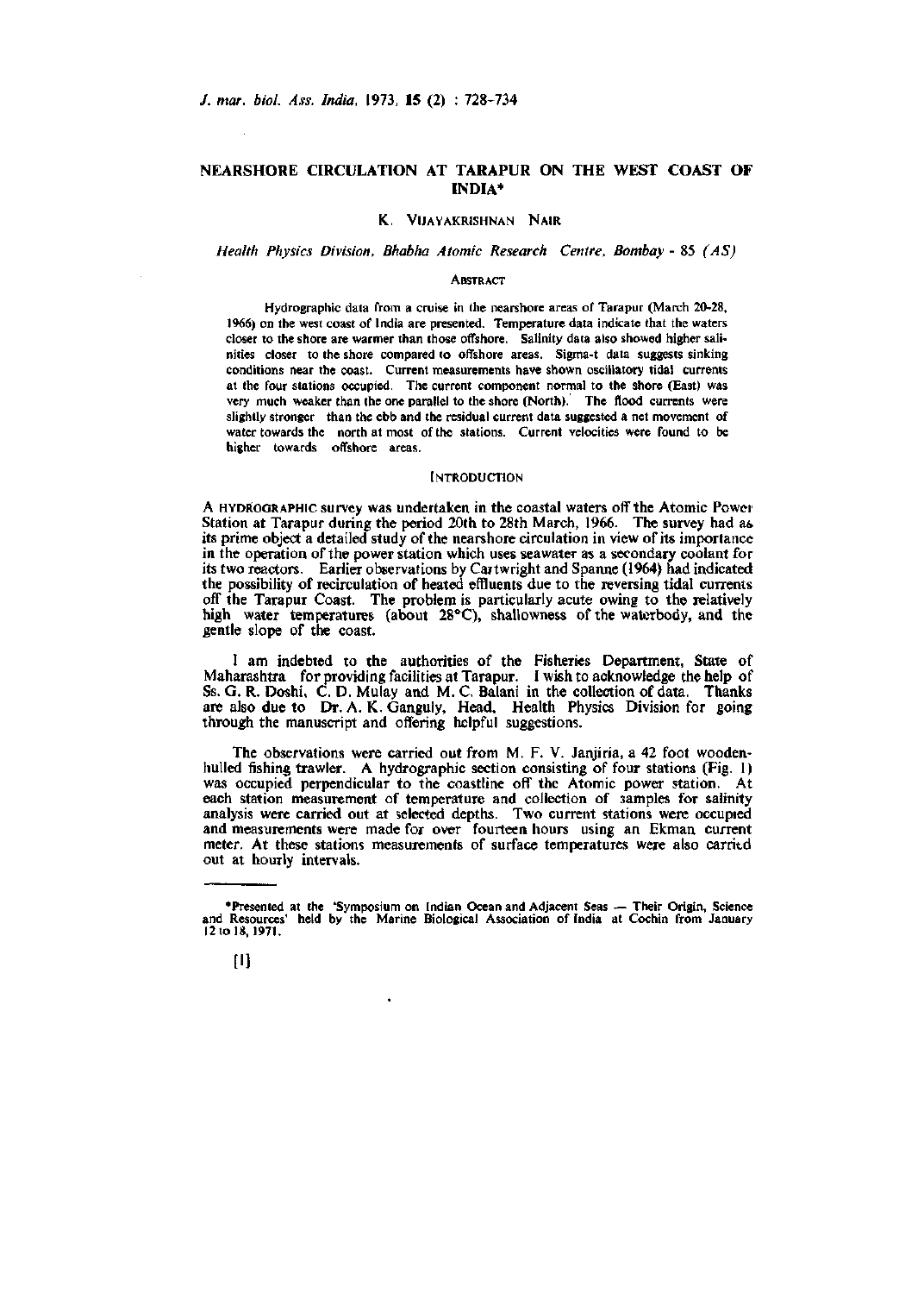# NEARSHORE CIRCULATION AT TARAPUR ON THE WEST COAST OF INDIA*

K. VIJAYAKRISHNAN NAIR

*Health Physics Division, Bhabha Atomic Research Centre, Bombay - 85 (AS)*

## ABSTRACT

Hydrographic data from a cruise in the nearshore areas of Tarapur (March 20-28, 1966) on the west coast of India are presented. Temperature data indicate that the waters closer to the shore are warmer than those offshore. Salinity data also showed higher salinities closer to the shore compared to offshore areas. Sigma-t data suggests sinking conditions near the coast. Current measurements have shown oscillatory tidal currents at the four stations occupied. The current component normal to the shore (East) was very much weaker than the one parallel to the shore (North). The flood currents were slightly stronger than the ebb and the residual current data suggested a net movement of water towards the north at most of the stations. Current velocities were found to be higher towards offshore areas.

## INTRODUCTION

A HYDROGRAPHIC survey was undertaken in the coastal waters off the Atomic Power Station at Tarapur during the period 20th to 28th March, 1966. The survey had as its prime object a detailed study of the nearshore circulation in view of its importance in the operation of the power station which uses seawater as a secondary coolant for its two reactors. Earlier observations by Cartwright and Spanne (1964) had indicated the possibility of recirculation of heated effluents due to the reversing tidal currents off the Tarapur Coast. The problem is particularly acute owing to the relatively high water temperatures (about 28°C), shallowness of the waterbody, and the gentle slope of the coast.

I am indebted to the authorities of the Fisheries Department, State of Maharashtra for providing facilities at Tarapur. I wish to acknowledge the help of Ss. G. R. Doshi, C. D. Mulay and M. C. Balani in the collection of data. Thanks are also due to Dr. A. K. Ganguly, Head, Health Physics Division for going through the manuscript and offering helpful suggestions.

The observations were carried out from M. F. V. Janjiria, a 42 foot wooden-hulled fishing trawler. A hydrographic section consisting of four stations (Fig. 1) was occupied perpendicular to the coastline off the Atomic power station. At each station measurement of temperature and collection of samples for salinity analysis were carried out at selected depths. Two current stations were occupied and measurements were made for over fourteen hours using an Ekman current meter. At these stations measurements of surface temperatures were also carried out at hourly intervals.

---

*Presented at the 'Symposium on Indian Ocean and Adjacent Seas — Their Origin, Science and Resources' held by the Marine Biological Association of India at Cochin from January 12 to 18, 1971.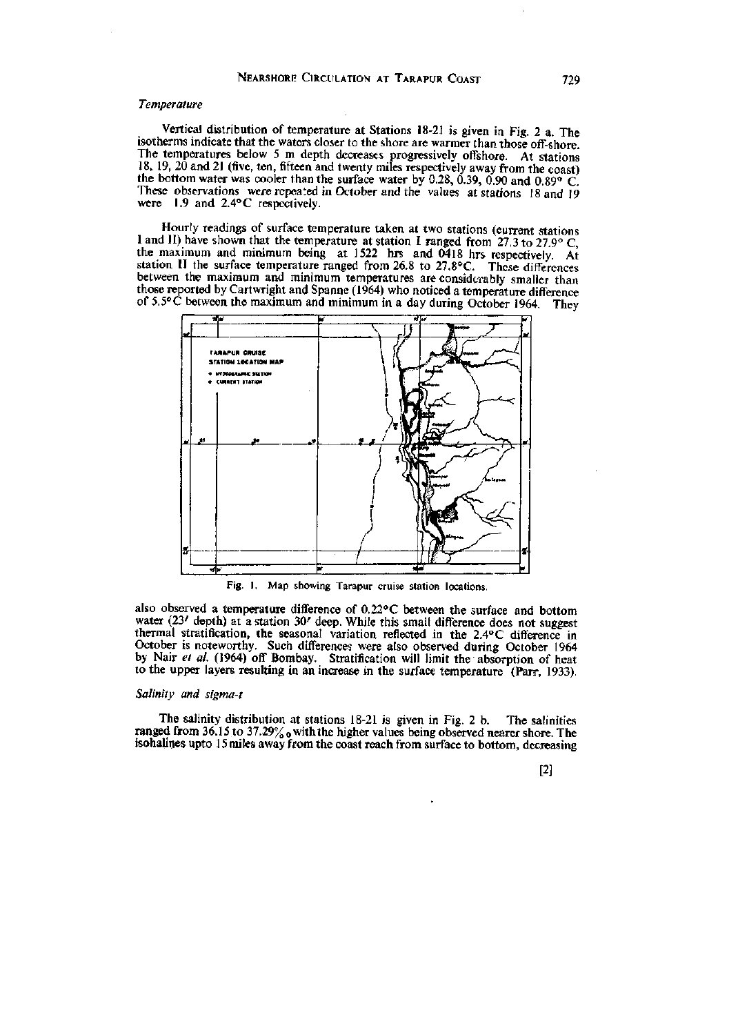### *Temperature*

Vertical distribution of temperature at Stations 18-21 is given in Fig. 2 a. The isotherms indicate that the waters closer to the shore are warmer than those off-shore. The temperatures below 5 m depth decreases progressively offshore. At stations 18, 19, 20 and 21 (five, ten, fifteen and twenty miles respectively away from the coast) the bottom water was cooler than the surface water by 0.28, 0.39, 0.90 and 0.89° C. These observations were repeated in October and the values at stations 18 and 19 were 1.9 and 2.4°C respectively.

Hourly readings of surface temperature taken at two stations (current stations I and II) have shown that the temperature at station I ranged from 27.3 to 27.9° C, the maximum and minimum being at 1522 hrs and 0418 hrs respectively. At station II the surface temperature ranged from 26.8 to 27.8°C. These differences between the maximum and minimum temperatures are considerably smaller than those reported by Cartwright and Spanne (1964) who noticed a temperature difference of 5.5°C between the maximum and minimum in a day during October 1964. They also observed a temperature difference of 0.22°C between the surface and bottom water (23′ depth) at a station 30′ deep. While this small difference does not suggest thermal stratification, the seasonal variation reflected in the 2.4°C difference in October is noteworthy. Such differences were also observed during October 1964 by Nair *et al.* (1964) off Bombay. Stratification will limit the absorption of heat to the upper layers resulting in an increase in the surface temperature (Parr, 1933).

Fig. 1. Map showing Tarapur cruise station locations.

### *Salinity and sigma-t*

The salinity distribution at stations 18-21 is given in Fig. 2 b. The salinities ranged from 36.15 to 37.29‰ with the higher values being observed nearer shore. The isohalines upto 15 miles away from the coast reach from surface to bottom, decreasing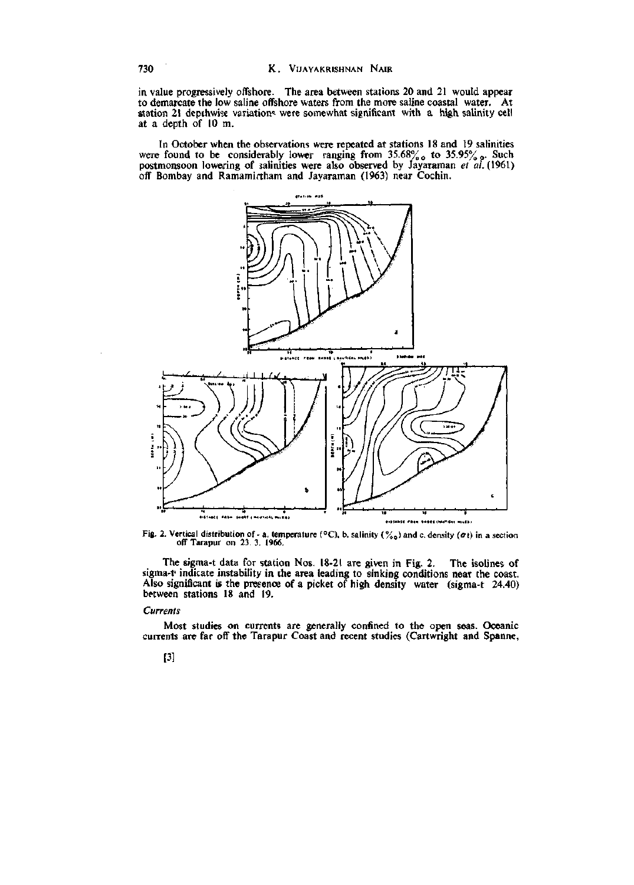in value progressively offshore. The area between stations 20 and 21 would appear to demarcate the low saline offshore waters from the more saline coastal water. At station 21 depthwise variations were somewhat significant with a high salinity cell at a depth of 10 m.

In October when the observations were repeated at stations 18 and 19 salinities were found to be considerably lower ranging from 35.68‰ to 35.95‰. Such postmonsoon lowering of salinities were also observed by Jayaraman *et al.* (1961) off Bombay and Ramamirtham and Jayaraman (1963) near Cochin.

Fig. 2. Vertical distribution of - a. temperature (°C), b. salinity (‰) and c. density ($\sigma t$) in a section off Tarapur on 23. 3. 1966.

The sigma-t data for station Nos. 18-21 are given in Fig. 2. The isolines of sigma-t indicate instability in the area leading to sinking conditions near the coast. Also significant is the presence of a picket of high density water (sigma-t 24.40) between stations 18 and 19.

### *Currents*

Most studies on currents are generally confined to the open seas. Oceanic currents are far off the Tarapur Coast and recent studies (Cartwright and Spanne,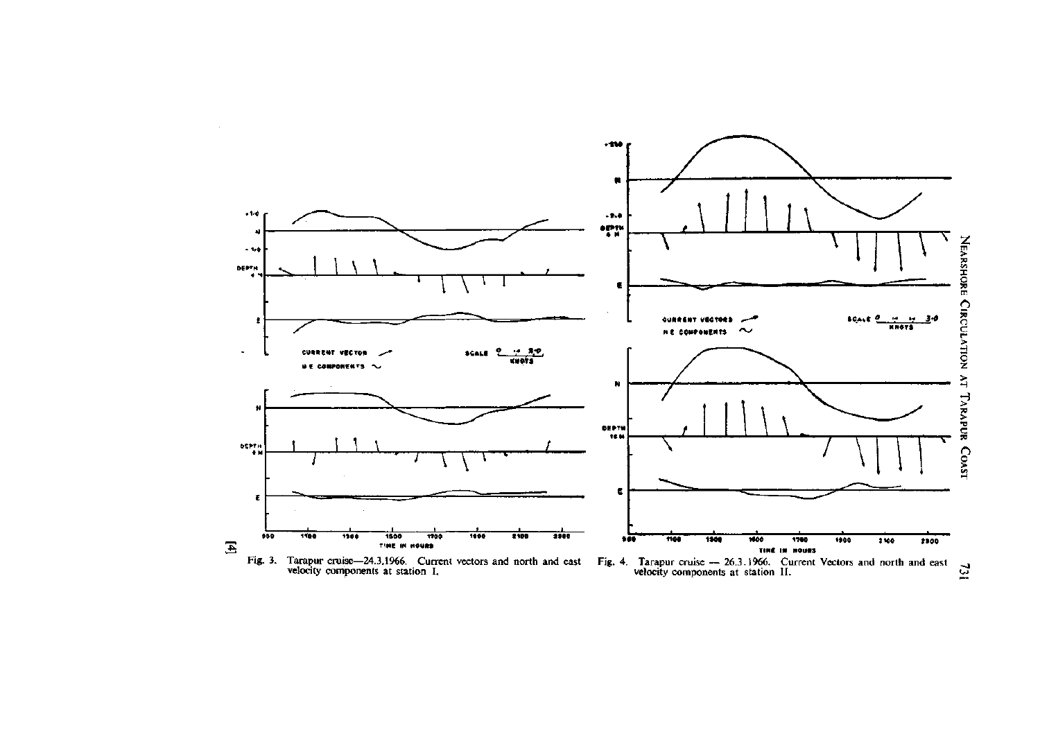Fig. 3. Tarapur cruise—24.3.1966. Current vectors and north and east velocity components at station I.

Fig. 4. Tarapur cruise — 26.3.1966. Current Vectors and north and east velocity components at station II.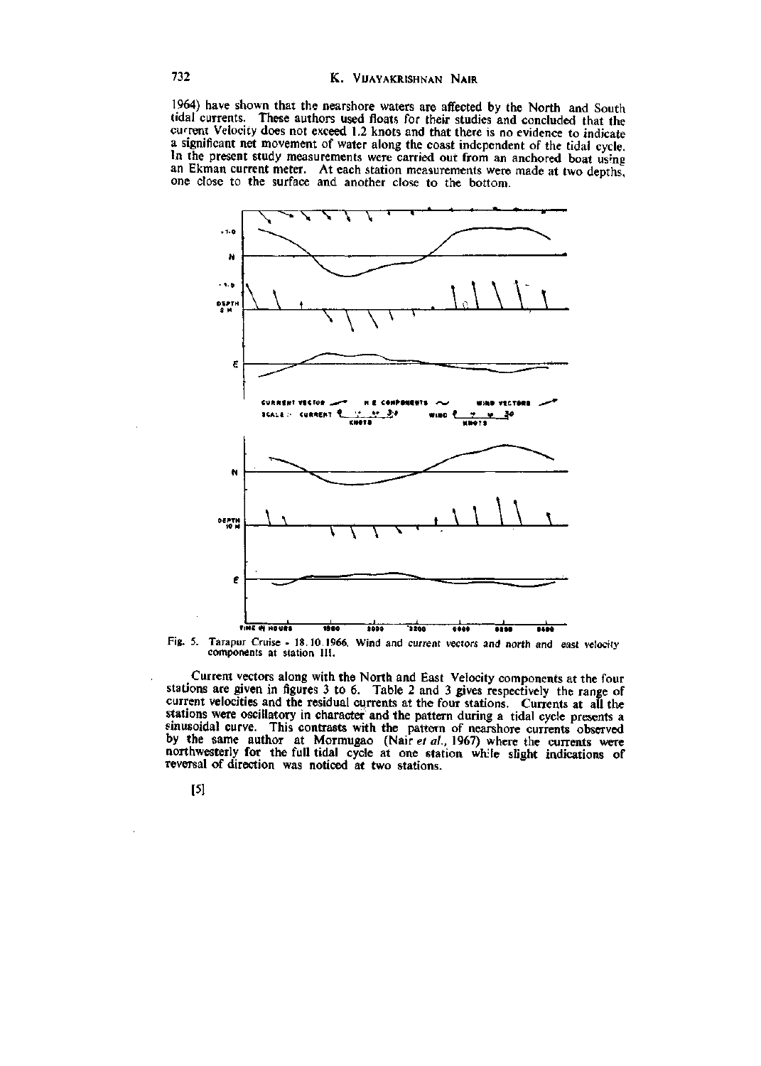1964) have shown that the nearshore waters are affected by the North and South tidal currents. These authors used floats for their studies and concluded that the current Velocity does not exceed 1.2 knots and that there is no evidence to indicate a significant net movement of water along the coast independent of the tidal cycle. In the present study measurements were carried out from an anchored boat using an Ekman current meter. At each station measurements were made at two depths, one close to the surface and another close to the bottom.

Fig. 5. Tarapur Cruise - 18.10.1966. Wind and current vectors and north and east velocity components at station III.

Current vectors along with the North and East Velocity components at the four stations are given in figures 3 to 6. Table 2 and 3 gives respectively the range of current velocities and the residual currents at the four stations. Currents at all the stations were oscillatory in character and the pattern during a tidal cycle presents a sinusoidal curve. This contrasts with the pattern of nearshore currents observed by the same author at Mormugao (Nair *et al.*, 1967) where the currents were northwesterly for the full tidal cycle at one station while slight indications of reversal of direction was noticed at two stations.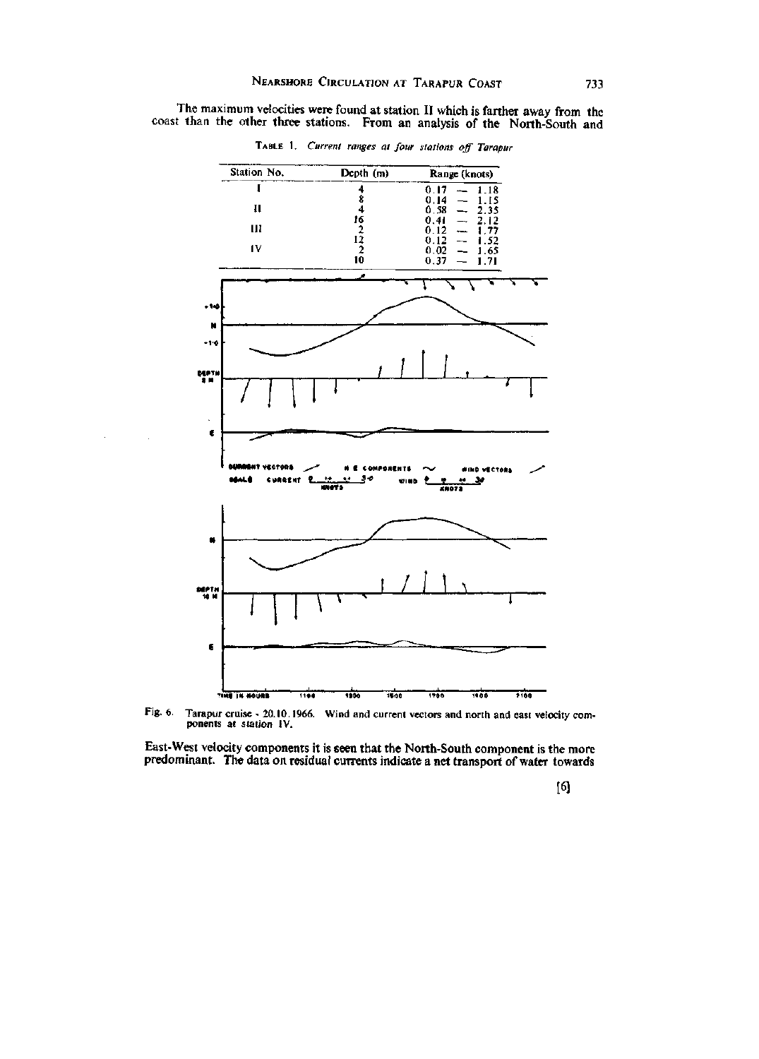The maximum velocities were found at station II which is farther away from the coast than the other three stations. From an analysis of the North-South and

TABLE 1. *Current ranges at four stations off Tarapur*

| Station No. | Depth (m) | Range (knots) |
|---|---|---|
| I | 4 | 0.17 — 1.18 |
| | 8 | 0.14 — 1.15 |
| II | 4 | 0.58 — 2.35 |
| | 16 | 0.41 — 2.12 |
| III | 2 | 0.12 — 1.77 |
| | 12 | 0.12 — 1.52 |
| IV | 2 | 0.02 — 1.65 |
| | 10 | 0.37 — 1.71 |

Fig. 6. Tarapur cruise - 20.10.1966. Wind and current vectors and north and east velocity components at station IV.

East-West velocity components it is seen that the North-South component is the more predominant. The data on residual currents indicate a net transport of water towards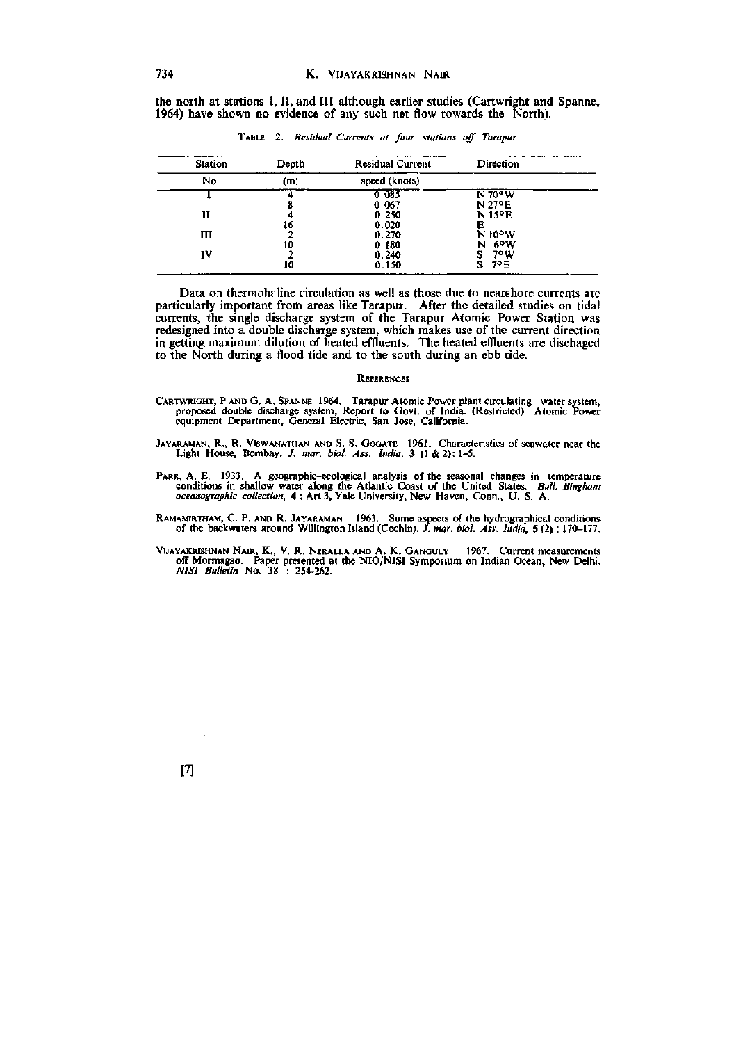the north at stations I, II, and III although earlier studies (Cartwright and Spanne, 1964) have shown no evidence of any such net flow towards the North).

TABLE 2. *Residual Currents at four stations off Tarapur*

| Station No. | Depth (m) | Residual Current speed (knots) | Direction |
|---|---|---|---|
| I | 4 | 0.085 | N 70°W |
| | 8 | 0.067 | N 27°E |
| II | 4 | 0.250 | N 15°E |
| | 16 | 0.020 | E |
| III | 2 | 0.270 | N 10°W |
| | 10 | 0.180 | N 6°W |
| IV | 2 | 0.240 | S 7°W |
| | 10 | 0.150 | S 7°E |

Data on thermohaline circulation as well as those due to nearshore currents are particularly important from areas like Tarapur. After the detailed studies on tidal currents, the single discharge system of the Tarapur Atomic Power Station was redesigned into a double discharge system, which makes use of the current direction in getting maximum dilution of heated effluents. The heated effluents are dischaged to the North during a flood tide and to the south during an ebb tide.

## REFERENCES

CARTWRIGHT, P AND G. A. SPANNE 1964. Tarapur Atomic Power plant circulating water system, proposed double discharge system, Report to Govt. of India. (Restricted). Atomic Power equipment Department, General Electric, San Jose, California.

JAYARAMAN, R., R. VISWANATHAN AND S. S. GOGATE 1961. Characteristics of seawater near the Light House, Bombay. *J. mar. biol. Ass. India*, 3 (1 & 2): 1–5.

PARR, A. E. 1933. A geographic-ecological analysis of the seasonal changes in temperature conditions in shallow water along the Atlantic Coast of the United States. *Bull. Bingham oceanographic collection*, 4 : Art 3, Yale University, New Haven, Conn., U. S. A.

RAMAMIRTHAM, C. P. AND R. JAYARAMAN 1963. Some aspects of the hydrographical conditions of the backwaters around Willington Island (Cochin). *J. mar. biol. Ass. India*, 5 (2) : 170–177.

VIJAYAKRISHNAN NAIR, K., V. R. NERALLA AND A. K. GANGULY 1967. Current measurements off Mormagao. Paper presented at the NIO/NISI Symposium on Indian Ocean, New Delhi. *NISI Bulletin* No. 38 : 254-262.